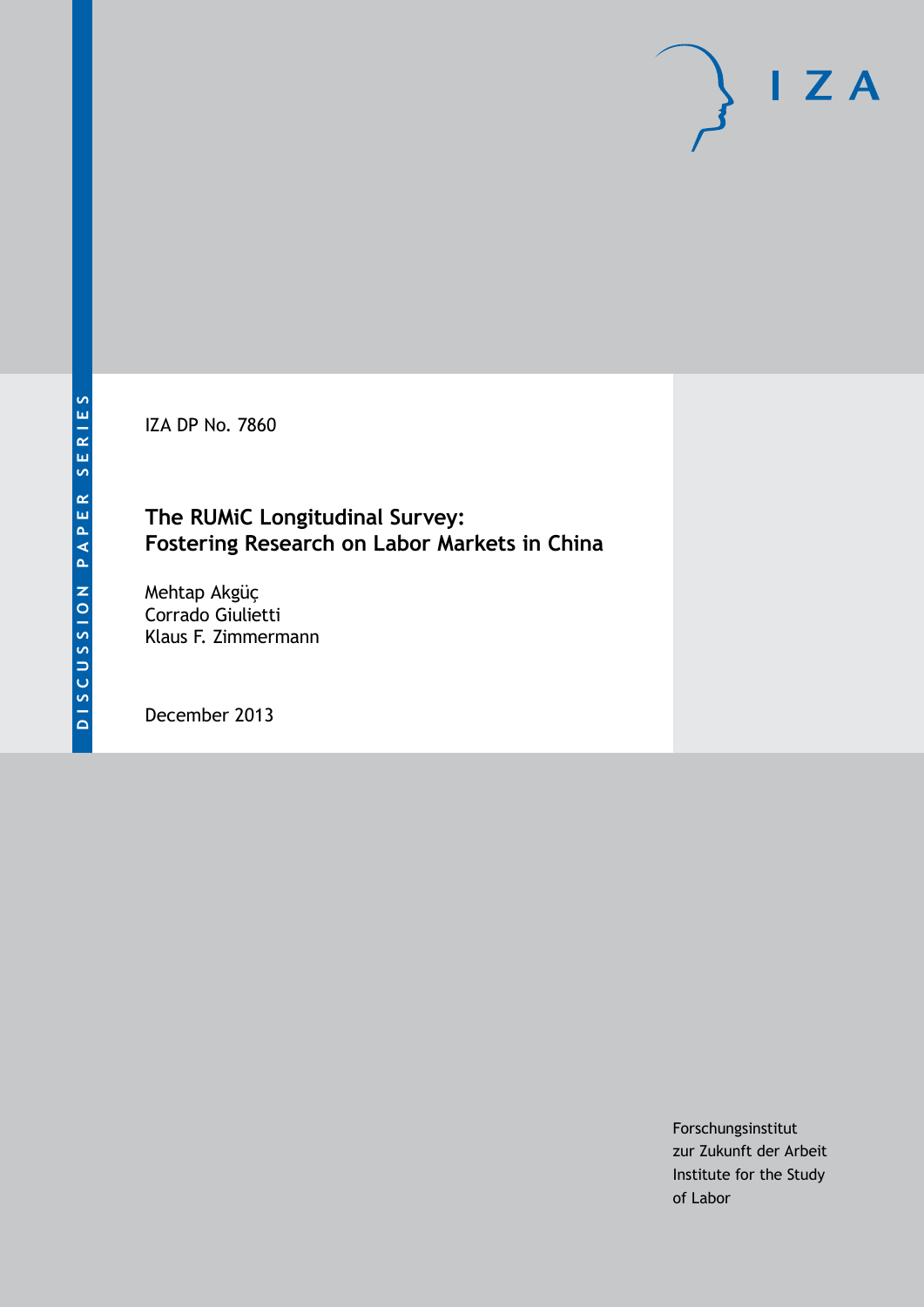DISCUSSION PAPER SERIES

IZA DP No. 7860

# The RUMiC Longitudinal Survey: Fostering Research on Labor Markets in China

Mehtap Akgüç
Corrado Giulietti
Klaus F. Zimmermann

December 2013

Forschungsinstitut
zur Zukunft der Arbeit
Institute for the Study
of Labor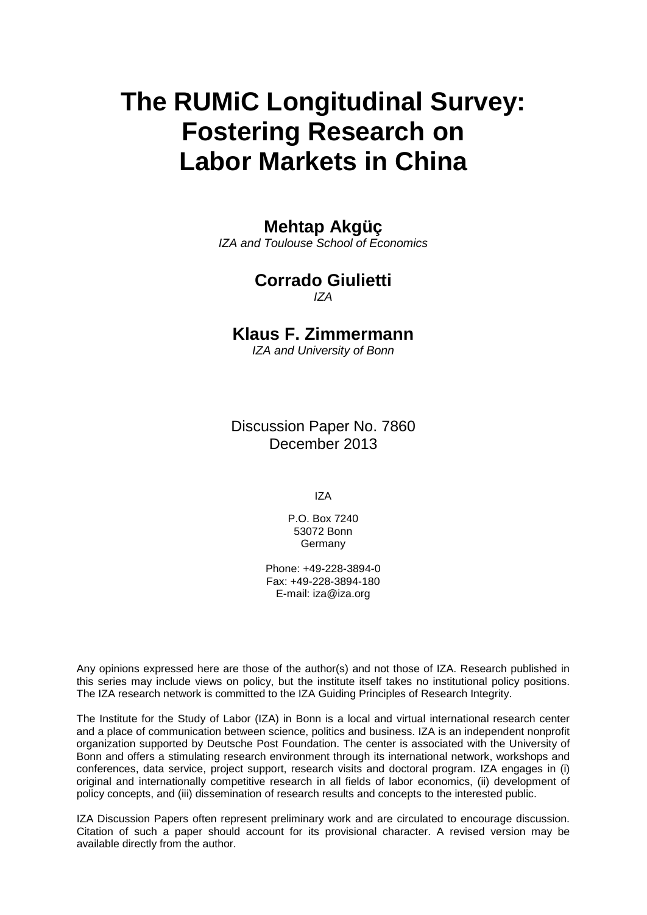# The RUMiC Longitudinal Survey: Fostering Research on Labor Markets in China

**Mehtap Akgüç**
*IZA and Toulouse School of Economics*

**Corrado Giulietti**
*IZA*

**Klaus F. Zimmermann**
*IZA and University of Bonn*

Discussion Paper No. 7860
December 2013

IZA

P.O. Box 7240
53072 Bonn
Germany

Phone: +49-228-3894-0
Fax: +49-228-3894-180
E-mail: iza@iza.org

Any opinions expressed here are those of the author(s) and not those of IZA. Research published in this series may include views on policy, but the institute itself takes no institutional policy positions. The IZA research network is committed to the IZA Guiding Principles of Research Integrity.

The Institute for the Study of Labor (IZA) in Bonn is a local and virtual international research center and a place of communication between science, politics and business. IZA is an independent nonprofit organization supported by Deutsche Post Foundation. The center is associated with the University of Bonn and offers a stimulating research environment through its international network, workshops and conferences, data service, project support, research visits and doctoral program. IZA engages in (i) original and internationally competitive research in all fields of labor economics, (ii) development of policy concepts, and (iii) dissemination of research results and concepts to the interested public.

IZA Discussion Papers often represent preliminary work and are circulated to encourage discussion. Citation of such a paper should account for its provisional character. A revised version may be available directly from the author.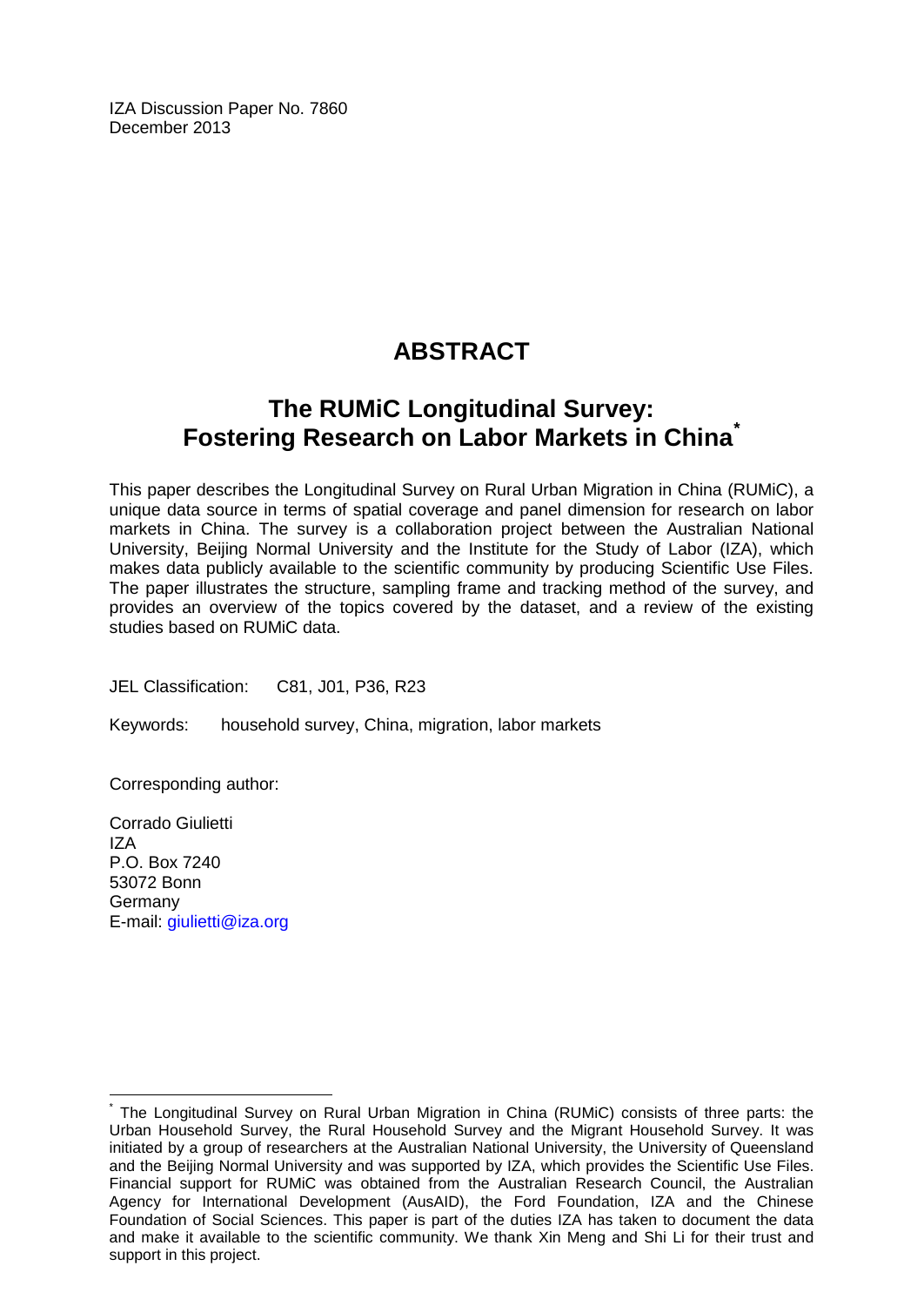IZA Discussion Paper No. 7860
December 2013

# ABSTRACT

## The RUMiC Longitudinal Survey: Fostering Research on Labor Markets in China[*]

This paper describes the Longitudinal Survey on Rural Urban Migration in China (RUMiC), a unique data source in terms of spatial coverage and panel dimension for research on labor markets in China. The survey is a collaboration project between the Australian National University, Beijing Normal University and the Institute for the Study of Labor (IZA), which makes data publicly available to the scientific community by producing Scientific Use Files. The paper illustrates the structure, sampling frame and tracking method of the survey, and provides an overview of the topics covered by the dataset, and a review of the existing studies based on RUMiC data.

JEL Classification: C81, J01, P36, R23

Keywords: household survey, China, migration, labor markets

Corresponding author:

Corrado Giulietti
IZA
P.O. Box 7240
53072 Bonn
Germany
E-mail: giulietti@iza.org

[*] The Longitudinal Survey on Rural Urban Migration in China (RUMiC) consists of three parts: the Urban Household Survey, the Rural Household Survey and the Migrant Household Survey. It was initiated by a group of researchers at the Australian National University, the University of Queensland and the Beijing Normal University and was supported by IZA, which provides the Scientific Use Files. Financial support for RUMiC was obtained from the Australian Research Council, the Australian Agency for International Development (AusAID), the Ford Foundation, IZA and the Chinese Foundation of Social Sciences. This paper is part of the duties IZA has taken to document the data and make it available to the scientific community. We thank Xin Meng and Shi Li for their trust and support in this project.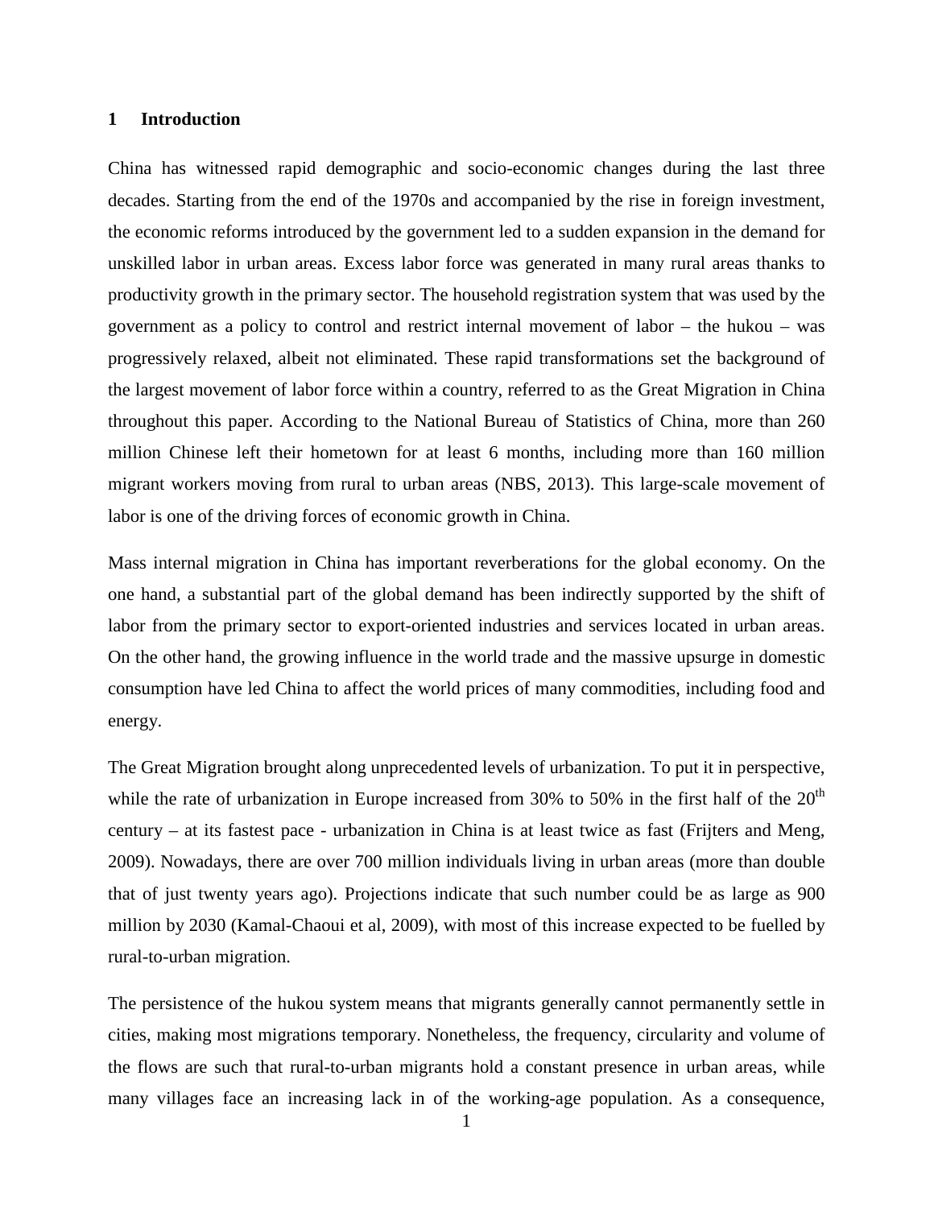## 1 Introduction

China has witnessed rapid demographic and socio-economic changes during the last three decades. Starting from the end of the 1970s and accompanied by the rise in foreign investment, the economic reforms introduced by the government led to a sudden expansion in the demand for unskilled labor in urban areas. Excess labor force was generated in many rural areas thanks to productivity growth in the primary sector. The household registration system that was used by the government as a policy to control and restrict internal movement of labor – the hukou – was progressively relaxed, albeit not eliminated. These rapid transformations set the background of the largest movement of labor force within a country, referred to as the Great Migration in China throughout this paper. According to the National Bureau of Statistics of China, more than 260 million Chinese left their hometown for at least 6 months, including more than 160 million migrant workers moving from rural to urban areas (NBS, 2013). This large-scale movement of labor is one of the driving forces of economic growth in China.

Mass internal migration in China has important reverberations for the global economy. On the one hand, a substantial part of the global demand has been indirectly supported by the shift of labor from the primary sector to export-oriented industries and services located in urban areas. On the other hand, the growing influence in the world trade and the massive upsurge in domestic consumption have led China to affect the world prices of many commodities, including food and energy.

The Great Migration brought along unprecedented levels of urbanization. To put it in perspective, while the rate of urbanization in Europe increased from 30% to 50% in the first half of the 20th century – at its fastest pace - urbanization in China is at least twice as fast (Frijters and Meng, 2009). Nowadays, there are over 700 million individuals living in urban areas (more than double that of just twenty years ago). Projections indicate that such number could be as large as 900 million by 2030 (Kamal-Chaoui et al, 2009), with most of this increase expected to be fuelled by rural-to-urban migration.

The persistence of the hukou system means that migrants generally cannot permanently settle in cities, making most migrations temporary. Nonetheless, the frequency, circularity and volume of the flows are such that rural-to-urban migrants hold a constant presence in urban areas, while many villages face an increasing lack in of the working-age population. As a consequence,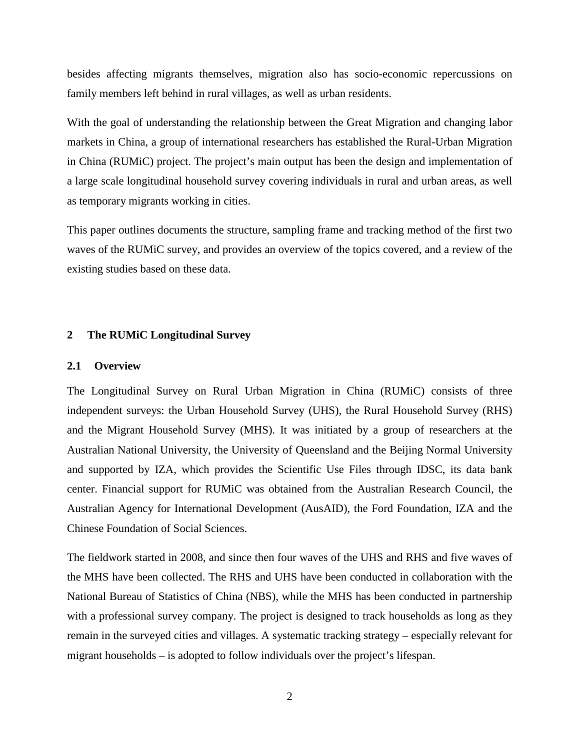besides affecting migrants themselves, migration also has socio-economic repercussions on family members left behind in rural villages, as well as urban residents.

With the goal of understanding the relationship between the Great Migration and changing labor markets in China, a group of international researchers has established the Rural-Urban Migration in China (RUMiC) project. The project's main output has been the design and implementation of a large scale longitudinal household survey covering individuals in rural and urban areas, as well as temporary migrants working in cities.

This paper outlines documents the structure, sampling frame and tracking method of the first two waves of the RUMiC survey, and provides an overview of the topics covered, and a review of the existing studies based on these data.

## 2 The RUMiC Longitudinal Survey

### 2.1 Overview

The Longitudinal Survey on Rural Urban Migration in China (RUMiC) consists of three independent surveys: the Urban Household Survey (UHS), the Rural Household Survey (RHS) and the Migrant Household Survey (MHS). It was initiated by a group of researchers at the Australian National University, the University of Queensland and the Beijing Normal University and supported by IZA, which provides the Scientific Use Files through IDSC, its data bank center. Financial support for RUMiC was obtained from the Australian Research Council, the Australian Agency for International Development (AusAID), the Ford Foundation, IZA and the Chinese Foundation of Social Sciences.

The fieldwork started in 2008, and since then four waves of the UHS and RHS and five waves of the MHS have been collected. The RHS and UHS have been conducted in collaboration with the National Bureau of Statistics of China (NBS), while the MHS has been conducted in partnership with a professional survey company. The project is designed to track households as long as they remain in the surveyed cities and villages. A systematic tracking strategy – especially relevant for migrant households – is adopted to follow individuals over the project's lifespan.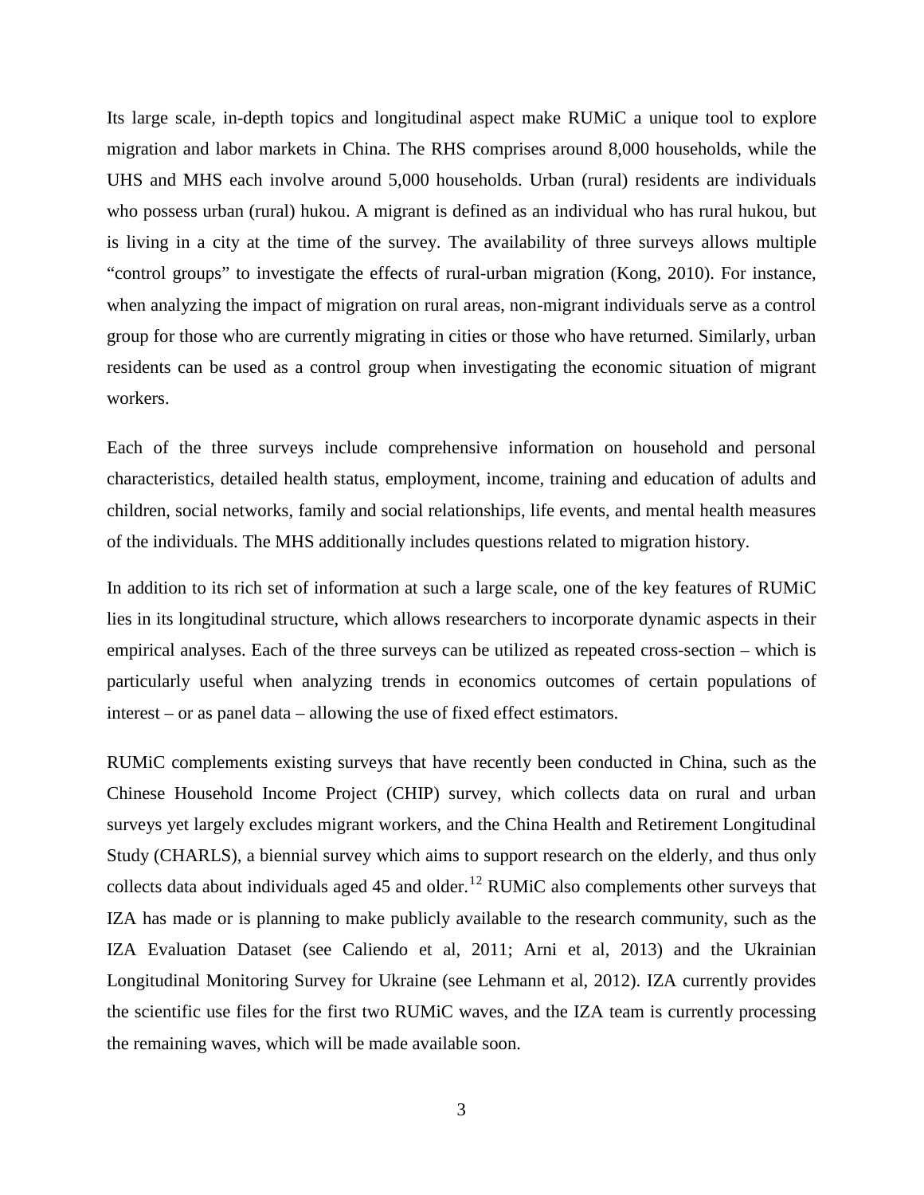Its large scale, in-depth topics and longitudinal aspect make RUMiC a unique tool to explore migration and labor markets in China. The RHS comprises around 8,000 households, while the UHS and MHS each involve around 5,000 households. Urban (rural) residents are individuals who possess urban (rural) hukou. A migrant is defined as an individual who has rural hukou, but is living in a city at the time of the survey. The availability of three surveys allows multiple "control groups" to investigate the effects of rural-urban migration (Kong, 2010). For instance, when analyzing the impact of migration on rural areas, non-migrant individuals serve as a control group for those who are currently migrating in cities or those who have returned. Similarly, urban residents can be used as a control group when investigating the economic situation of migrant workers.

Each of the three surveys include comprehensive information on household and personal characteristics, detailed health status, employment, income, training and education of adults and children, social networks, family and social relationships, life events, and mental health measures of the individuals. The MHS additionally includes questions related to migration history.

In addition to its rich set of information at such a large scale, one of the key features of RUMiC lies in its longitudinal structure, which allows researchers to incorporate dynamic aspects in their empirical analyses. Each of the three surveys can be utilized as repeated cross-section – which is particularly useful when analyzing trends in economics outcomes of certain populations of interest – or as panel data – allowing the use of fixed effect estimators.

RUMiC complements existing surveys that have recently been conducted in China, such as the Chinese Household Income Project (CHIP) survey, which collects data on rural and urban surveys yet largely excludes migrant workers, and the China Health and Retirement Longitudinal Study (CHARLS), a biennial survey which aims to support research on the elderly, and thus only collects data about individuals aged 45 and older.[12] RUMiC also complements other surveys that IZA has made or is planning to make publicly available to the research community, such as the IZA Evaluation Dataset (see Caliendo et al, 2011; Arni et al, 2013) and the Ukrainian Longitudinal Monitoring Survey for Ukraine (see Lehmann et al, 2012). IZA currently provides the scientific use files for the first two RUMiC waves, and the IZA team is currently processing the remaining waves, which will be made available soon.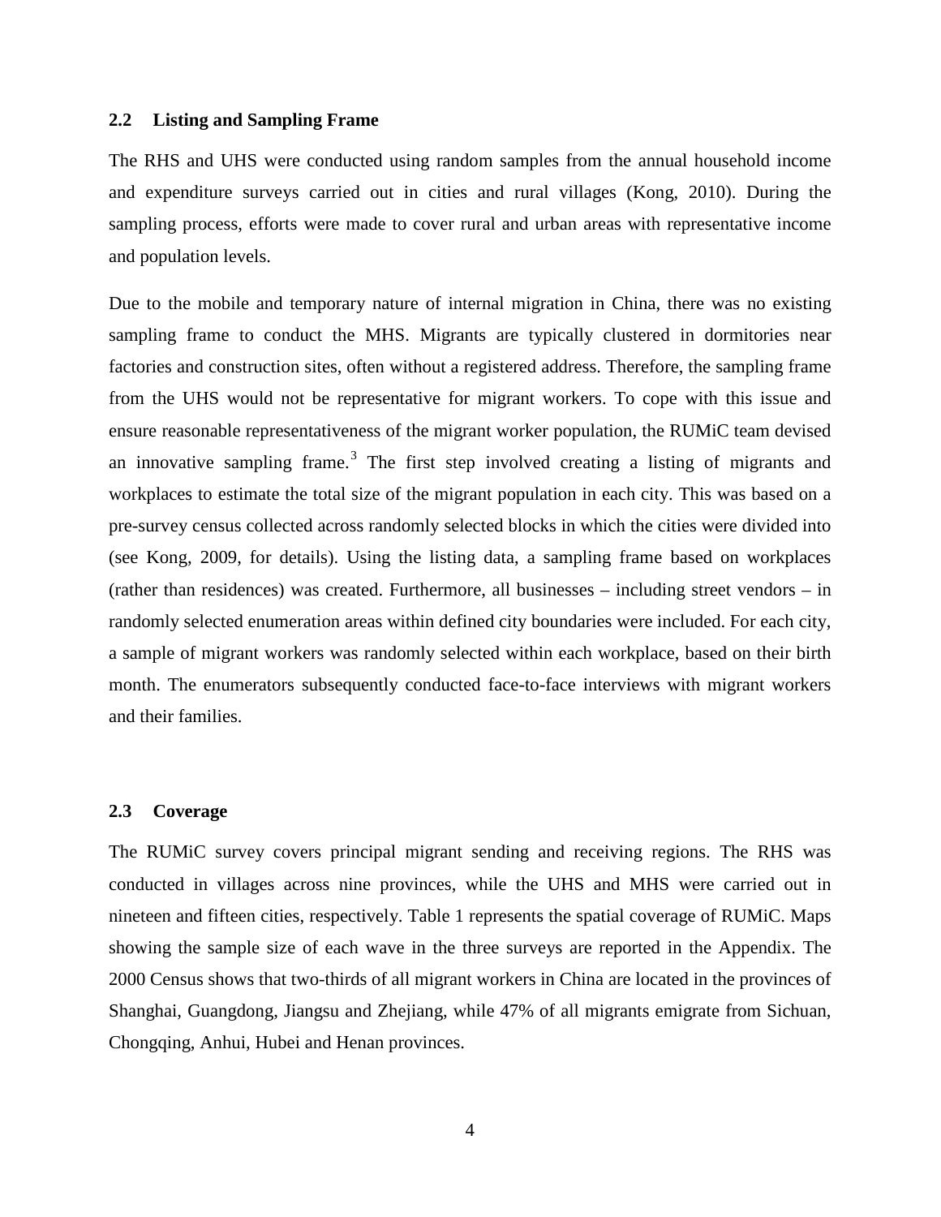### 2.2 Listing and Sampling Frame

The RHS and UHS were conducted using random samples from the annual household income and expenditure surveys carried out in cities and rural villages (Kong, 2010). During the sampling process, efforts were made to cover rural and urban areas with representative income and population levels.

Due to the mobile and temporary nature of internal migration in China, there was no existing sampling frame to conduct the MHS. Migrants are typically clustered in dormitories near factories and construction sites, often without a registered address. Therefore, the sampling frame from the UHS would not be representative for migrant workers. To cope with this issue and ensure reasonable representativeness of the migrant worker population, the RUMiC team devised an innovative sampling frame.[3] The first step involved creating a listing of migrants and workplaces to estimate the total size of the migrant population in each city. This was based on a pre-survey census collected across randomly selected blocks in which the cities were divided into (see Kong, 2009, for details). Using the listing data, a sampling frame based on workplaces (rather than residences) was created. Furthermore, all businesses – including street vendors – in randomly selected enumeration areas within defined city boundaries were included. For each city, a sample of migrant workers was randomly selected within each workplace, based on their birth month. The enumerators subsequently conducted face-to-face interviews with migrant workers and their families.

### 2.3 Coverage

The RUMiC survey covers principal migrant sending and receiving regions. The RHS was conducted in villages across nine provinces, while the UHS and MHS were carried out in nineteen and fifteen cities, respectively. Table 1 represents the spatial coverage of RUMiC. Maps showing the sample size of each wave in the three surveys are reported in the Appendix. The 2000 Census shows that two-thirds of all migrant workers in China are located in the provinces of Shanghai, Guangdong, Jiangsu and Zhejiang, while 47% of all migrants emigrate from Sichuan, Chongqing, Anhui, Hubei and Henan provinces.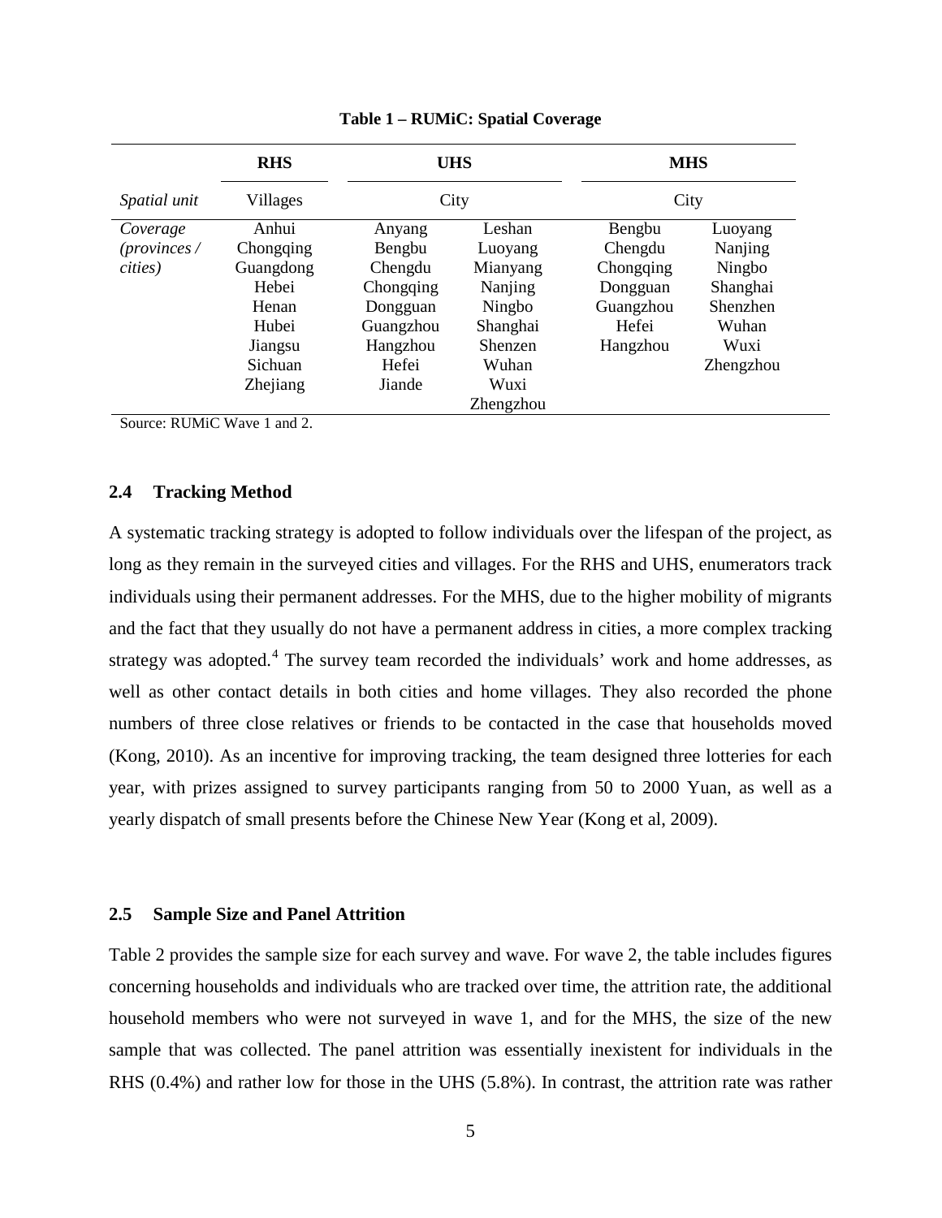**Table 1 – RUMiC: Spatial Coverage**

| | RHS | UHS | | MHS | |
|---|---|---|---|---|---|
| *Spatial unit* | Villages | City | | City | |
| *Coverage (provinces / cities)* | Anhui | Anyang | Leshan | Bengbu | Luoyang |
| | Chongqing | Bengbu | Luoyang | Chengdu | Nanjing |
| | Guangdong | Chengdu | Mianyang | Chongqing | Ningbo |
| | Hebei | Chongqing | Nanjing | Dongguan | Shanghai |
| | Henan | Dongguan | Ningbo | Guangzhou | Shenzhen |
| | Hubei | Guangzhou | Shanghai | Hefei | Wuhan |
| | Jiangsu | Hangzhou | Shenzen | Hangzhou | Wuxi |
| | Sichuan | Hefei | Wuhan | | Zhengzhou |
| | Zhejiang | Jiande | Wuxi | | |
| | | | Zhengzhou | | |

Source: RUMiC Wave 1 and 2.

### 2.4 Tracking Method

A systematic tracking strategy is adopted to follow individuals over the lifespan of the project, as long as they remain in the surveyed cities and villages. For the RHS and UHS, enumerators track individuals using their permanent addresses. For the MHS, due to the higher mobility of migrants and the fact that they usually do not have a permanent address in cities, a more complex tracking strategy was adopted.[4] The survey team recorded the individuals' work and home addresses, as well as other contact details in both cities and home villages. They also recorded the phone numbers of three close relatives or friends to be contacted in the case that households moved (Kong, 2010). As an incentive for improving tracking, the team designed three lotteries for each year, with prizes assigned to survey participants ranging from 50 to 2000 Yuan, as well as a yearly dispatch of small presents before the Chinese New Year (Kong et al, 2009).

### 2.5 Sample Size and Panel Attrition

Table 2 provides the sample size for each survey and wave. For wave 2, the table includes figures concerning households and individuals who are tracked over time, the attrition rate, the additional household members who were not surveyed in wave 1, and for the MHS, the size of the new sample that was collected. The panel attrition was essentially inexistent for individuals in the RHS (0.4%) and rather low for those in the UHS (5.8%). In contrast, the attrition rate was rather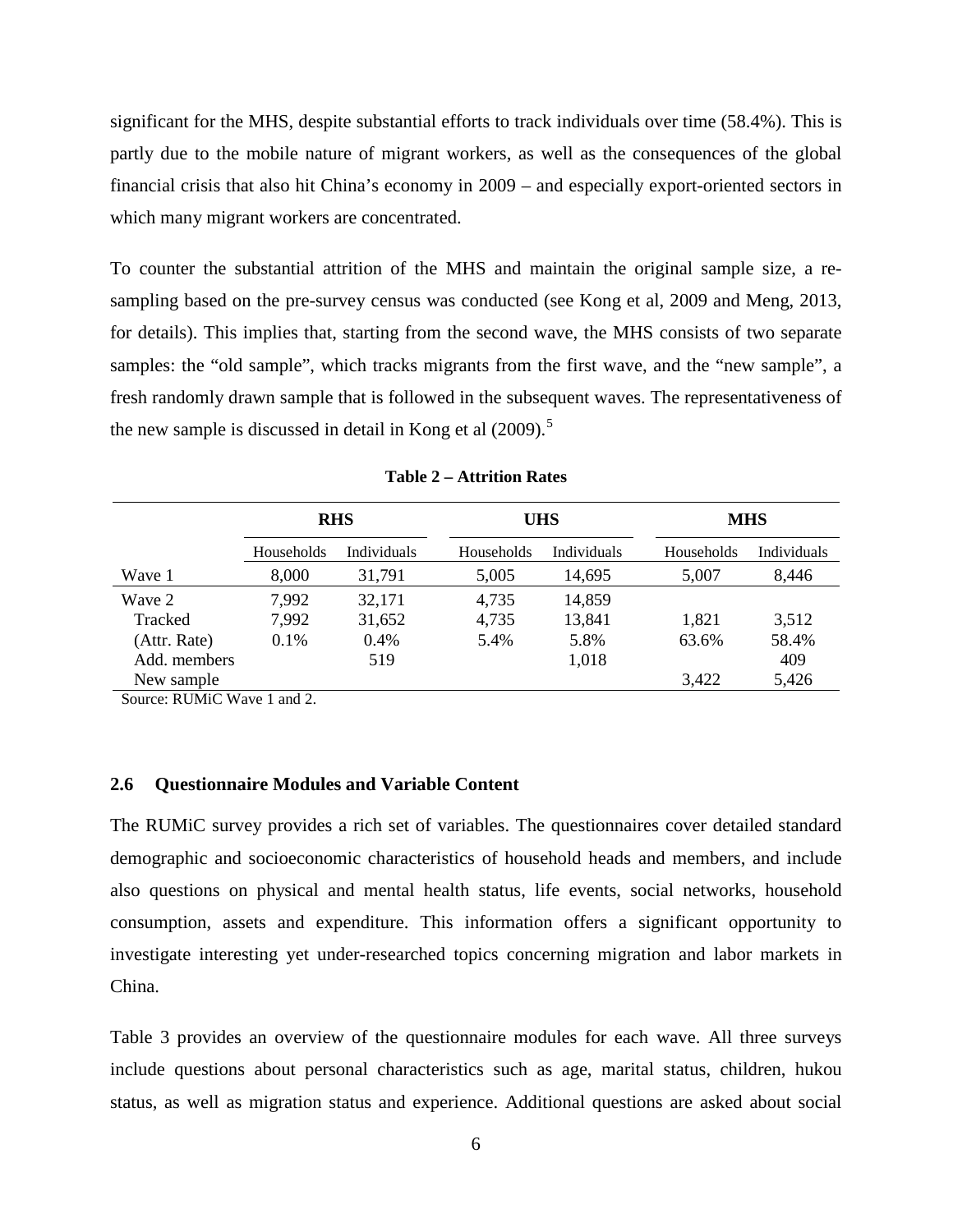significant for the MHS, despite substantial efforts to track individuals over time (58.4%). This is partly due to the mobile nature of migrant workers, as well as the consequences of the global financial crisis that also hit China's economy in 2009 – and especially export-oriented sectors in which many migrant workers are concentrated.

To counter the substantial attrition of the MHS and maintain the original sample size, a re-sampling based on the pre-survey census was conducted (see Kong et al, 2009 and Meng, 2013, for details). This implies that, starting from the second wave, the MHS consists of two separate samples: the "old sample", which tracks migrants from the first wave, and the "new sample", a fresh randomly drawn sample that is followed in the subsequent waves. The representativeness of the new sample is discussed in detail in Kong et al (2009).[5]

**Table 2 – Attrition Rates**

| | **RHS** | | **UHS** | | **MHS** | |
|---|---|---|---|---|---|---|
| | Households | Individuals | Households | Individuals | Households | Individuals |
| Wave 1 | 8,000 | 31,791 | 5,005 | 14,695 | 5,007 | 8,446 |
| Wave 2 | 7,992 | 32,171 | 4,735 | 14,859 | | |
| Tracked | 7,992 | 31,652 | 4,735 | 13,841 | 1,821 | 3,512 |
| (Attr. Rate) | 0.1% | 0.4% | 5.4% | 5.8% | 63.6% | 58.4% |
| Add. members | | 519 | | 1,018 | | 409 |
| New sample | | | | | 3,422 | 5,426 |

Source: RUMiC Wave 1 and 2.

### 2.6 Questionnaire Modules and Variable Content

The RUMiC survey provides a rich set of variables. The questionnaires cover detailed standard demographic and socioeconomic characteristics of household heads and members, and include also questions on physical and mental health status, life events, social networks, household consumption, assets and expenditure. This information offers a significant opportunity to investigate interesting yet under-researched topics concerning migration and labor markets in China.

Table 3 provides an overview of the questionnaire modules for each wave. All three surveys include questions about personal characteristics such as age, marital status, children, hukou status, as well as migration status and experience. Additional questions are asked about social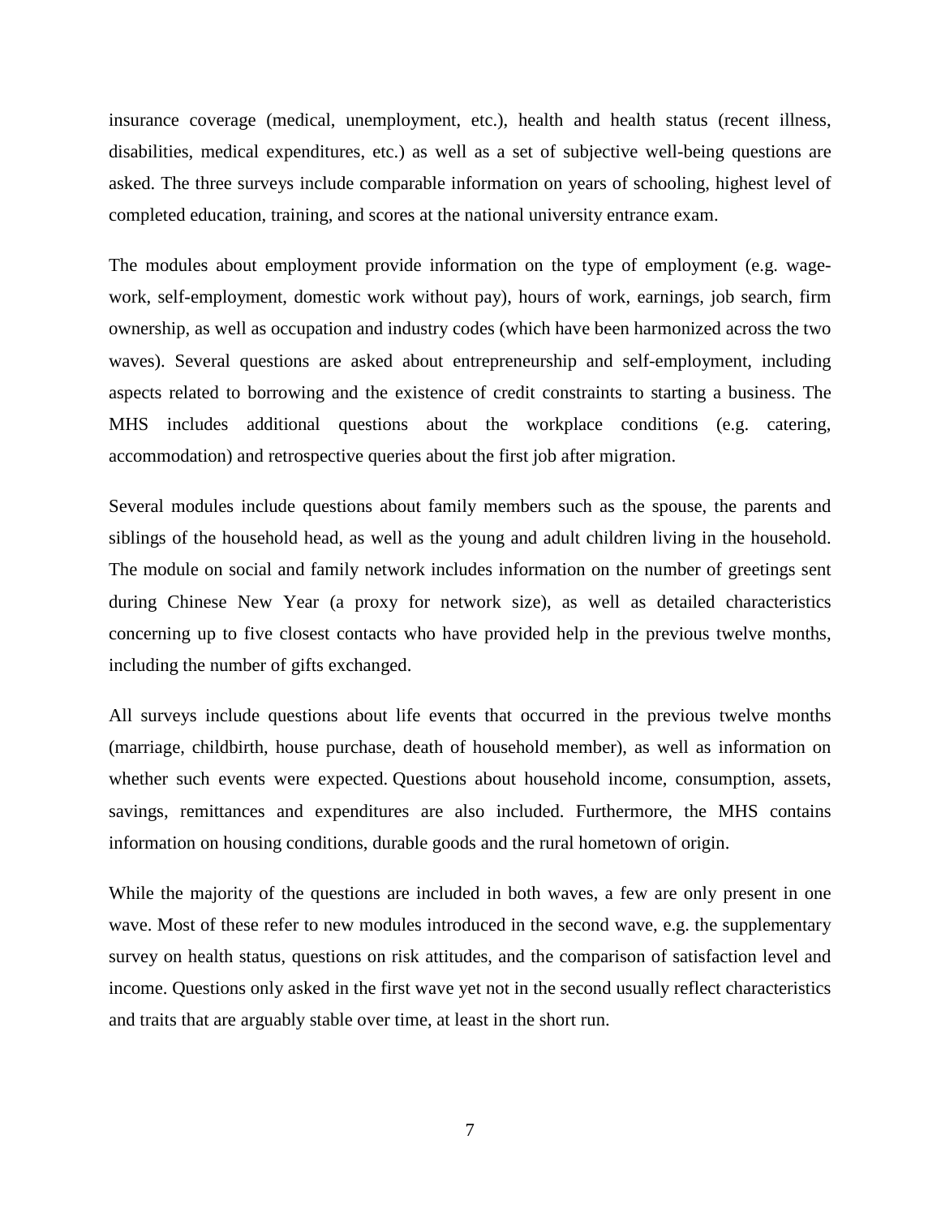insurance coverage (medical, unemployment, etc.), health and health status (recent illness, disabilities, medical expenditures, etc.) as well as a set of subjective well-being questions are asked. The three surveys include comparable information on years of schooling, highest level of completed education, training, and scores at the national university entrance exam.

The modules about employment provide information on the type of employment (e.g. wage-work, self-employment, domestic work without pay), hours of work, earnings, job search, firm ownership, as well as occupation and industry codes (which have been harmonized across the two waves). Several questions are asked about entrepreneurship and self-employment, including aspects related to borrowing and the existence of credit constraints to starting a business. The MHS includes additional questions about the workplace conditions (e.g. catering, accommodation) and retrospective queries about the first job after migration.

Several modules include questions about family members such as the spouse, the parents and siblings of the household head, as well as the young and adult children living in the household. The module on social and family network includes information on the number of greetings sent during Chinese New Year (a proxy for network size), as well as detailed characteristics concerning up to five closest contacts who have provided help in the previous twelve months, including the number of gifts exchanged.

All surveys include questions about life events that occurred in the previous twelve months (marriage, childbirth, house purchase, death of household member), as well as information on whether such events were expected. Questions about household income, consumption, assets, savings, remittances and expenditures are also included. Furthermore, the MHS contains information on housing conditions, durable goods and the rural hometown of origin.

While the majority of the questions are included in both waves, a few are only present in one wave. Most of these refer to new modules introduced in the second wave, e.g. the supplementary survey on health status, questions on risk attitudes, and the comparison of satisfaction level and income. Questions only asked in the first wave yet not in the second usually reflect characteristics and traits that are arguably stable over time, at least in the short run.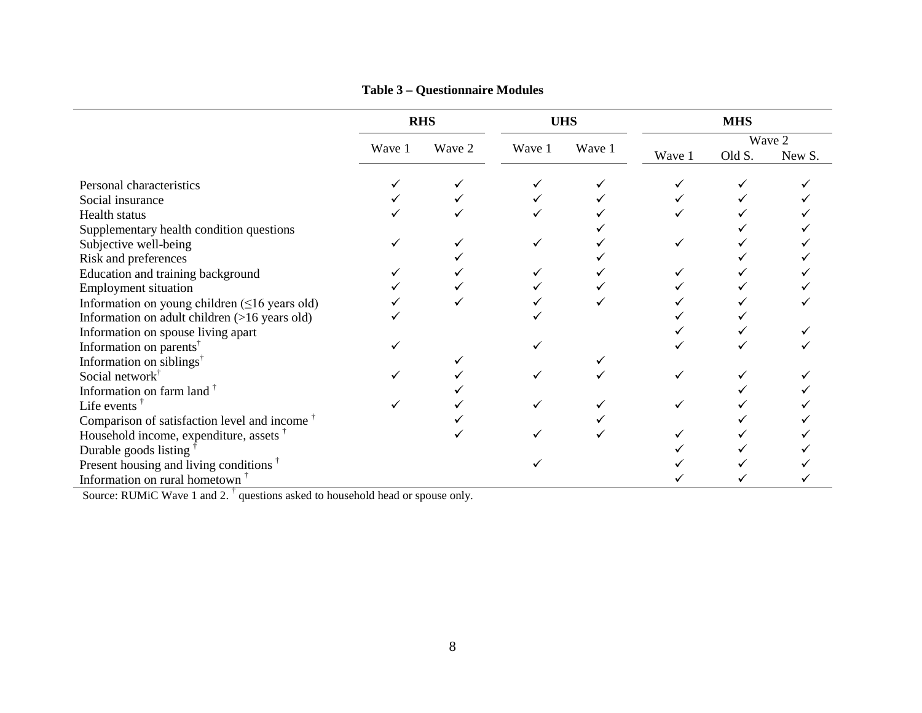**Table 3 – Questionnaire Modules**

| | RHS | | UHS | | MHS | | |
|---|---|---|---|---|---|---|---|
| | Wave 1 | Wave 2 | Wave 1 | Wave 1 | Wave 1 | Wave 2 Old S. | Wave 2 New S. |
| Personal characteristics | ✓ | ✓ | ✓ | ✓ | ✓ | ✓ | ✓ |
| Social insurance | ✓ | ✓ | ✓ | ✓ | ✓ | ✓ | ✓ |
| Health status | ✓ | ✓ | ✓ | ✓ | ✓ | ✓ | ✓ |
| Supplementary health condition questions | | | | ✓ | | ✓ | ✓ |
| Subjective well-being | ✓ | ✓ | ✓ | ✓ | ✓ | ✓ | ✓ |
| Risk and preferences | | ✓ | | ✓ | | ✓ | ✓ |
| Education and training background | ✓ | ✓ | ✓ | ✓ | ✓ | ✓ | ✓ |
| Employment situation | ✓ | ✓ | ✓ | ✓ | ✓ | ✓ | ✓ |
| Information on young children (≤16 years old) | ✓ | ✓ | ✓ | ✓ | ✓ | ✓ | ✓ |
| Information on adult children (>16 years old) | ✓ | | ✓ | | ✓ | ✓ | |
| Information on spouse living apart | | | | | ✓ | ✓ | ✓ |
| Information on parents† | ✓ | | ✓ | | ✓ | ✓ | ✓ |
| Information on siblings† | | ✓ | | ✓ | | | |
| Social network† | ✓ | ✓ | ✓ | ✓ | ✓ | ✓ | ✓ |
| Information on farm land † | | ✓ | | | | ✓ | ✓ |
| Life events † | ✓ | ✓ | ✓ | ✓ | ✓ | ✓ | ✓ |
| Comparison of satisfaction level and income † | | ✓ | | ✓ | | ✓ | ✓ |
| Household income, expenditure, assets † | | ✓ | ✓ | ✓ | ✓ | ✓ | ✓ |
| Durable goods listing † | | | | | ✓ | ✓ | ✓ |
| Present housing and living conditions † | | | ✓ | | ✓ | ✓ | ✓ |
| Information on rural hometown † | | | | | ✓ | ✓ | ✓ |

Source: RUMiC Wave 1 and 2. † questions asked to household head or spouse only.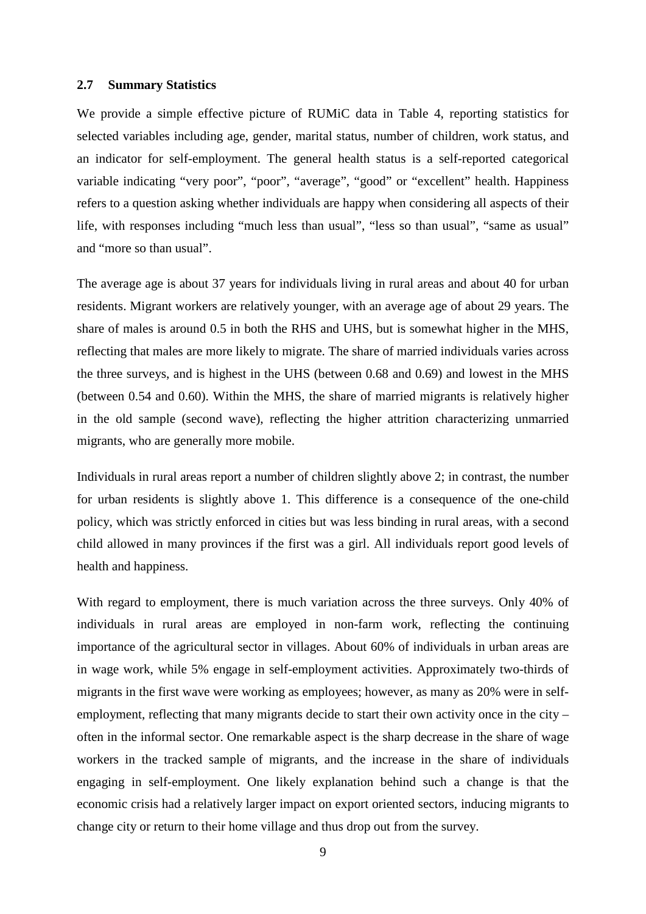### 2.7 Summary Statistics

We provide a simple effective picture of RUMiC data in Table 4, reporting statistics for selected variables including age, gender, marital status, number of children, work status, and an indicator for self-employment. The general health status is a self-reported categorical variable indicating "very poor", "poor", "average", "good" or "excellent" health. Happiness refers to a question asking whether individuals are happy when considering all aspects of their life, with responses including "much less than usual", "less so than usual", "same as usual" and "more so than usual".

The average age is about 37 years for individuals living in rural areas and about 40 for urban residents. Migrant workers are relatively younger, with an average age of about 29 years. The share of males is around 0.5 in both the RHS and UHS, but is somewhat higher in the MHS, reflecting that males are more likely to migrate. The share of married individuals varies across the three surveys, and is highest in the UHS (between 0.68 and 0.69) and lowest in the MHS (between 0.54 and 0.60). Within the MHS, the share of married migrants is relatively higher in the old sample (second wave), reflecting the higher attrition characterizing unmarried migrants, who are generally more mobile.

Individuals in rural areas report a number of children slightly above 2; in contrast, the number for urban residents is slightly above 1. This difference is a consequence of the one-child policy, which was strictly enforced in cities but was less binding in rural areas, with a second child allowed in many provinces if the first was a girl. All individuals report good levels of health and happiness.

With regard to employment, there is much variation across the three surveys. Only 40% of individuals in rural areas are employed in non-farm work, reflecting the continuing importance of the agricultural sector in villages. About 60% of individuals in urban areas are in wage work, while 5% engage in self-employment activities. Approximately two-thirds of migrants in the first wave were working as employees; however, as many as 20% were in self-employment, reflecting that many migrants decide to start their own activity once in the city – often in the informal sector. One remarkable aspect is the sharp decrease in the share of wage workers in the tracked sample of migrants, and the increase in the share of individuals engaging in self-employment. One likely explanation behind such a change is that the economic crisis had a relatively larger impact on export oriented sectors, inducing migrants to change city or return to their home village and thus drop out from the survey.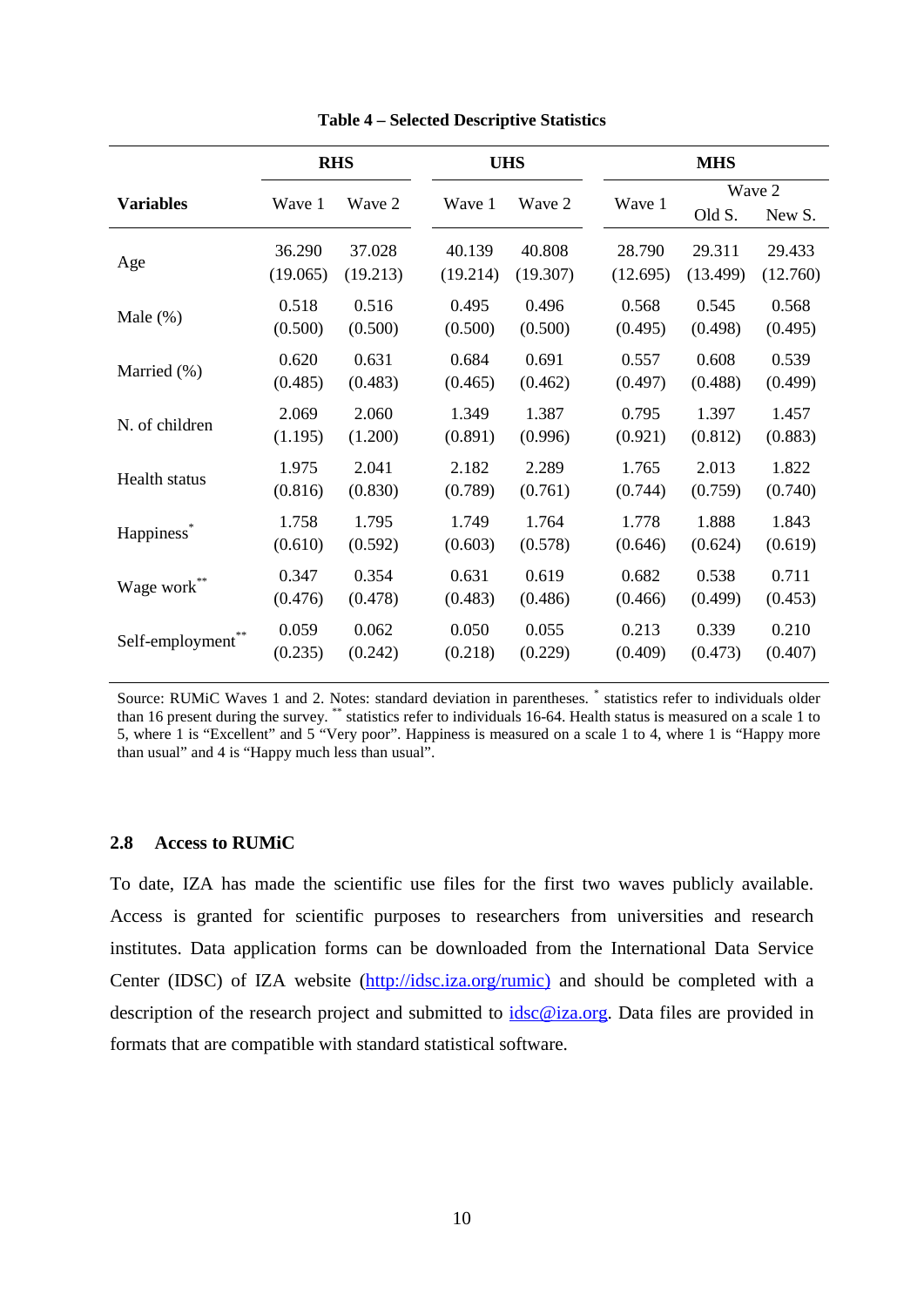**Table 4 – Selected Descriptive Statistics**

| Variables | RHS | | UHS | | MHS | | |
|---|---|---|---|---|---|---|---|
| | Wave 1 | Wave 2 | Wave 1 | Wave 2 | Wave 1 | Wave 2 | |
| | | | | | | Old S. | New S. |
| Age | 36.290 | 37.028 | 40.139 | 40.808 | 28.790 | 29.311 | 29.433 |
| | (19.065) | (19.213) | (19.214) | (19.307) | (12.695) | (13.499) | (12.760) |
| Male (%) | 0.518 | 0.516 | 0.495 | 0.496 | 0.568 | 0.545 | 0.568 |
| | (0.500) | (0.500) | (0.500) | (0.500) | (0.495) | (0.498) | (0.495) |
| Married (%) | 0.620 | 0.631 | 0.684 | 0.691 | 0.557 | 0.608 | 0.539 |
| | (0.485) | (0.483) | (0.465) | (0.462) | (0.497) | (0.488) | (0.499) |
| N. of children | 2.069 | 2.060 | 1.349 | 1.387 | 0.795 | 1.397 | 1.457 |
| | (1.195) | (1.200) | (0.891) | (0.996) | (0.921) | (0.812) | (0.883) |
| Health status | 1.975 | 2.041 | 2.182 | 2.289 | 1.765 | 2.013 | 1.822 |
| | (0.816) | (0.830) | (0.789) | (0.761) | (0.744) | (0.759) | (0.740) |
| Happiness* | 1.758 | 1.795 | 1.749 | 1.764 | 1.778 | 1.888 | 1.843 |
| | (0.610) | (0.592) | (0.603) | (0.578) | (0.646) | (0.624) | (0.619) |
| Wage work** | 0.347 | 0.354 | 0.631 | 0.619 | 0.682 | 0.538 | 0.711 |
| | (0.476) | (0.478) | (0.483) | (0.486) | (0.466) | (0.499) | (0.453) |
| Self-employment** | 0.059 | 0.062 | 0.050 | 0.055 | 0.213 | 0.339 | 0.210 |
| | (0.235) | (0.242) | (0.218) | (0.229) | (0.409) | (0.473) | (0.407) |

Source: RUMiC Waves 1 and 2. Notes: standard deviation in parentheses. * statistics refer to individuals older than 16 present during the survey. ** statistics refer to individuals 16-64. Health status is measured on a scale 1 to 5, where 1 is "Excellent" and 5 "Very poor". Happiness is measured on a scale 1 to 4, where 1 is "Happy more than usual" and 4 is "Happy much less than usual".

### 2.8 Access to RUMiC

To date, IZA has made the scientific use files for the first two waves publicly available. Access is granted for scientific purposes to researchers from universities and research institutes. Data application forms can be downloaded from the International Data Service Center (IDSC) of IZA website (http://idsc.iza.org/rumic) and should be completed with a description of the research project and submitted to idsc@iza.org. Data files are provided in formats that are compatible with standard statistical software.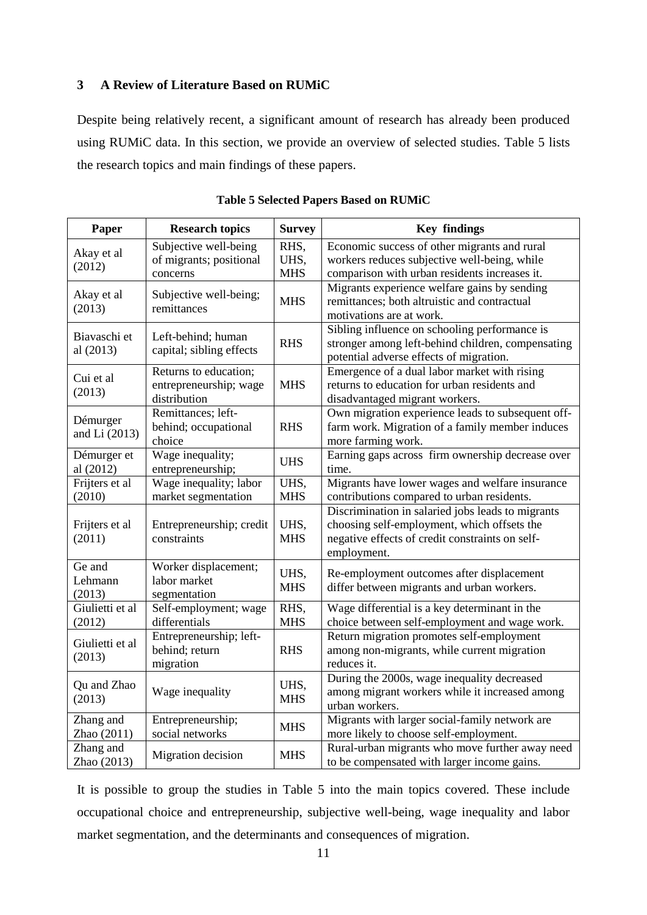## 3 A Review of Literature Based on RUMiC

Despite being relatively recent, a significant amount of research has already been produced using RUMiC data. In this section, we provide an overview of selected studies. Table 5 lists the research topics and main findings of these papers.

**Table 5 Selected Papers Based on RUMiC**

| Paper | Research topics | Survey | Key findings |
|---|---|---|---|
| Akay et al (2012) | Subjective well-being of migrants; positional concerns | RHS, UHS, MHS | Economic success of other migrants and rural workers reduces subjective well-being, while comparison with urban residents increases it. |
| Akay et al (2013) | Subjective well-being; remittances | MHS | Migrants experience welfare gains by sending remittances; both altruistic and contractual motivations are at work. |
| Biavaschi et al (2013) | Left-behind; human capital; sibling effects | RHS | Sibling influence on schooling performance is stronger among left-behind children, compensating potential adverse effects of migration. |
| Cui et al (2013) | Returns to education; entrepreneurship; wage distribution | MHS | Emergence of a dual labor market with rising returns to education for urban residents and disadvantaged migrant workers. |
| Démurger and Li (2013) | Remittances; left-behind; occupational choice | RHS | Own migration experience leads to subsequent off-farm work. Migration of a family member induces more farming work. |
| Démurger et al (2012) | Wage inequality; entrepreneurship; | UHS | Earning gaps across firm ownership decrease over time. |
| Frijters et al (2010) | Wage inequality; labor market segmentation | UHS, MHS | Migrants have lower wages and welfare insurance contributions compared to urban residents. |
| Frijters et al (2011) | Entrepreneurship; credit constraints | UHS, MHS | Discrimination in salaried jobs leads to migrants choosing self-employment, which offsets the negative effects of credit constraints on self-employment. |
| Ge and Lehmann (2013) | Worker displacement; labor market segmentation | UHS, MHS | Re-employment outcomes after displacement differ between migrants and urban workers. |
| Giulietti et al (2012) | Self-employment; wage differentials | RHS, MHS | Wage differential is a key determinant in the choice between self-employment and wage work. |
| Giulietti et al (2013) | Entrepreneurship; left-behind; return migration | RHS | Return migration promotes self-employment among non-migrants, while current migration reduces it. |
| Qu and Zhao (2013) | Wage inequality | UHS, MHS | During the 2000s, wage inequality decreased among migrant workers while it increased among urban workers. |
| Zhang and Zhao (2011) | Entrepreneurship; social networks | MHS | Migrants with larger social-family network are more likely to choose self-employment. |
| Zhang and Zhao (2013) | Migration decision | MHS | Rural-urban migrants who move further away need to be compensated with larger income gains. |

It is possible to group the studies in Table 5 into the main topics covered. These include occupational choice and entrepreneurship, subjective well-being, wage inequality and labor market segmentation, and the determinants and consequences of migration.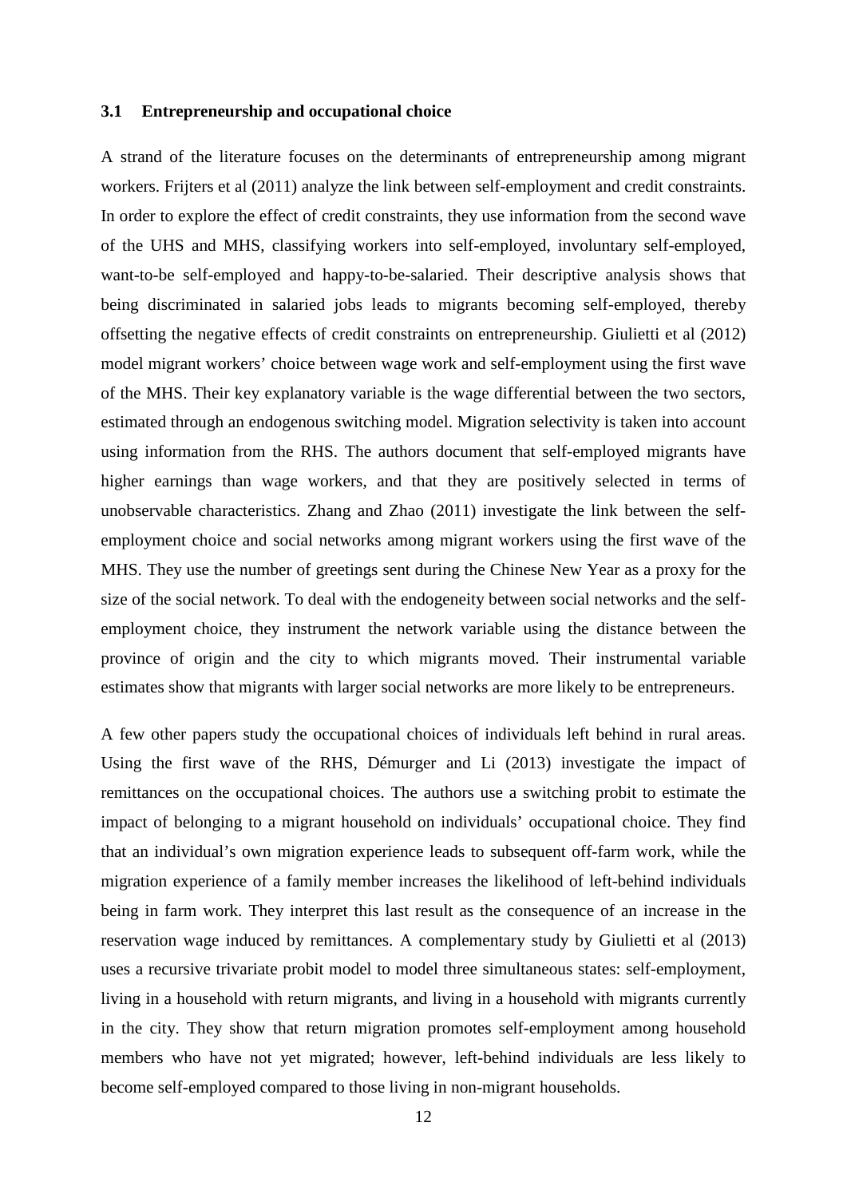### 3.1 Entrepreneurship and occupational choice

A strand of the literature focuses on the determinants of entrepreneurship among migrant workers. Frijters et al (2011) analyze the link between self-employment and credit constraints. In order to explore the effect of credit constraints, they use information from the second wave of the UHS and MHS, classifying workers into self-employed, involuntary self-employed, want-to-be self-employed and happy-to-be-salaried. Their descriptive analysis shows that being discriminated in salaried jobs leads to migrants becoming self-employed, thereby offsetting the negative effects of credit constraints on entrepreneurship. Giulietti et al (2012) model migrant workers' choice between wage work and self-employment using the first wave of the MHS. Their key explanatory variable is the wage differential between the two sectors, estimated through an endogenous switching model. Migration selectivity is taken into account using information from the RHS. The authors document that self-employed migrants have higher earnings than wage workers, and that they are positively selected in terms of unobservable characteristics. Zhang and Zhao (2011) investigate the link between the self-employment choice and social networks among migrant workers using the first wave of the MHS. They use the number of greetings sent during the Chinese New Year as a proxy for the size of the social network. To deal with the endogeneity between social networks and the self-employment choice, they instrument the network variable using the distance between the province of origin and the city to which migrants moved. Their instrumental variable estimates show that migrants with larger social networks are more likely to be entrepreneurs.

A few other papers study the occupational choices of individuals left behind in rural areas. Using the first wave of the RHS, Démurger and Li (2013) investigate the impact of remittances on the occupational choices. The authors use a switching probit to estimate the impact of belonging to a migrant household on individuals' occupational choice. They find that an individual's own migration experience leads to subsequent off-farm work, while the migration experience of a family member increases the likelihood of left-behind individuals being in farm work. They interpret this last result as the consequence of an increase in the reservation wage induced by remittances. A complementary study by Giulietti et al (2013) uses a recursive trivariate probit model to model three simultaneous states: self-employment, living in a household with return migrants, and living in a household with migrants currently in the city. They show that return migration promotes self-employment among household members who have not yet migrated; however, left-behind individuals are less likely to become self-employed compared to those living in non-migrant households.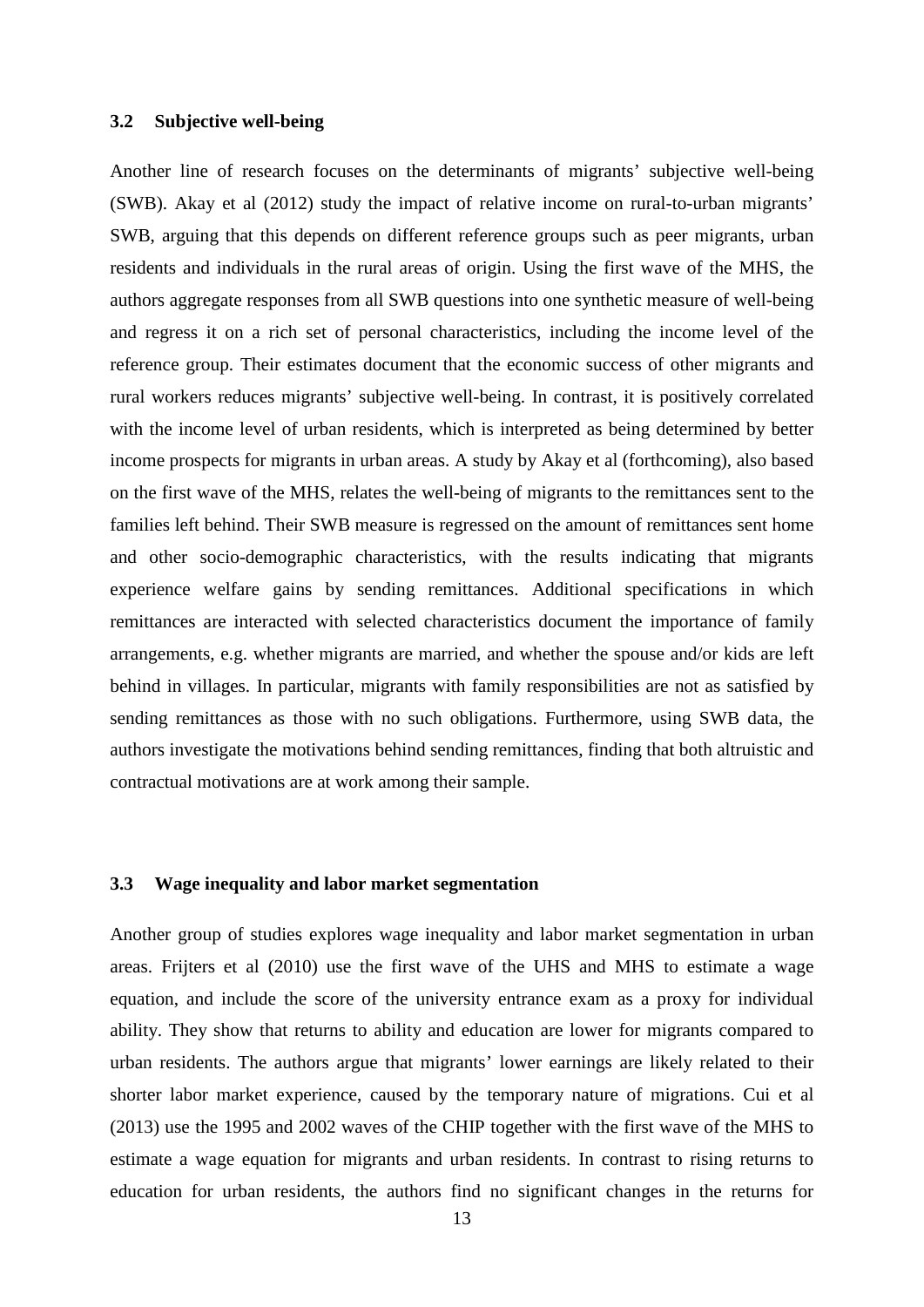### 3.2 Subjective well-being

Another line of research focuses on the determinants of migrants' subjective well-being (SWB). Akay et al (2012) study the impact of relative income on rural-to-urban migrants' SWB, arguing that this depends on different reference groups such as peer migrants, urban residents and individuals in the rural areas of origin. Using the first wave of the MHS, the authors aggregate responses from all SWB questions into one synthetic measure of well-being and regress it on a rich set of personal characteristics, including the income level of the reference group. Their estimates document that the economic success of other migrants and rural workers reduces migrants' subjective well-being. In contrast, it is positively correlated with the income level of urban residents, which is interpreted as being determined by better income prospects for migrants in urban areas. A study by Akay et al (forthcoming), also based on the first wave of the MHS, relates the well-being of migrants to the remittances sent to the families left behind. Their SWB measure is regressed on the amount of remittances sent home and other socio-demographic characteristics, with the results indicating that migrants experience welfare gains by sending remittances. Additional specifications in which remittances are interacted with selected characteristics document the importance of family arrangements, e.g. whether migrants are married, and whether the spouse and/or kids are left behind in villages. In particular, migrants with family responsibilities are not as satisfied by sending remittances as those with no such obligations. Furthermore, using SWB data, the authors investigate the motivations behind sending remittances, finding that both altruistic and contractual motivations are at work among their sample.

### 3.3 Wage inequality and labor market segmentation

Another group of studies explores wage inequality and labor market segmentation in urban areas. Frijters et al (2010) use the first wave of the UHS and MHS to estimate a wage equation, and include the score of the university entrance exam as a proxy for individual ability. They show that returns to ability and education are lower for migrants compared to urban residents. The authors argue that migrants' lower earnings are likely related to their shorter labor market experience, caused by the temporary nature of migrations. Cui et al (2013) use the 1995 and 2002 waves of the CHIP together with the first wave of the MHS to estimate a wage equation for migrants and urban residents. In contrast to rising returns to education for urban residents, the authors find no significant changes in the returns for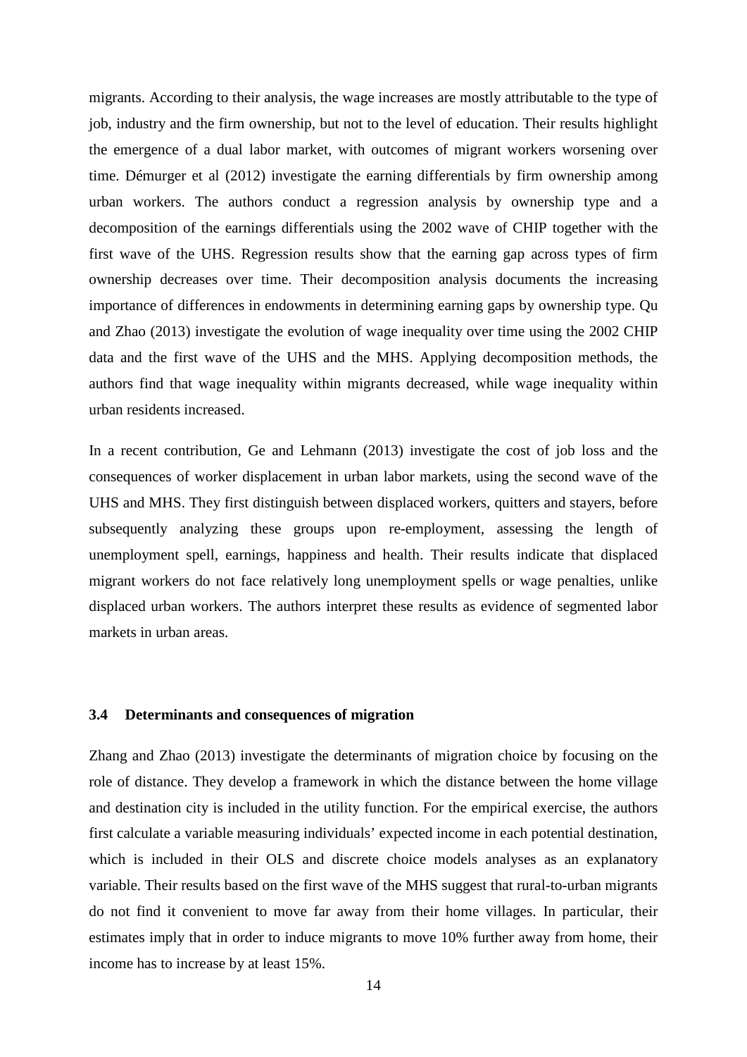migrants. According to their analysis, the wage increases are mostly attributable to the type of job, industry and the firm ownership, but not to the level of education. Their results highlight the emergence of a dual labor market, with outcomes of migrant workers worsening over time. Démurger et al (2012) investigate the earning differentials by firm ownership among urban workers. The authors conduct a regression analysis by ownership type and a decomposition of the earnings differentials using the 2002 wave of CHIP together with the first wave of the UHS. Regression results show that the earning gap across types of firm ownership decreases over time. Their decomposition analysis documents the increasing importance of differences in endowments in determining earning gaps by ownership type. Qu and Zhao (2013) investigate the evolution of wage inequality over time using the 2002 CHIP data and the first wave of the UHS and the MHS. Applying decomposition methods, the authors find that wage inequality within migrants decreased, while wage inequality within urban residents increased.

In a recent contribution, Ge and Lehmann (2013) investigate the cost of job loss and the consequences of worker displacement in urban labor markets, using the second wave of the UHS and MHS. They first distinguish between displaced workers, quitters and stayers, before subsequently analyzing these groups upon re-employment, assessing the length of unemployment spell, earnings, happiness and health. Their results indicate that displaced migrant workers do not face relatively long unemployment spells or wage penalties, unlike displaced urban workers. The authors interpret these results as evidence of segmented labor markets in urban areas.

### 3.4 Determinants and consequences of migration

Zhang and Zhao (2013) investigate the determinants of migration choice by focusing on the role of distance. They develop a framework in which the distance between the home village and destination city is included in the utility function. For the empirical exercise, the authors first calculate a variable measuring individuals' expected income in each potential destination, which is included in their OLS and discrete choice models analyses as an explanatory variable. Their results based on the first wave of the MHS suggest that rural-to-urban migrants do not find it convenient to move far away from their home villages. In particular, their estimates imply that in order to induce migrants to move 10% further away from home, their income has to increase by at least 15%.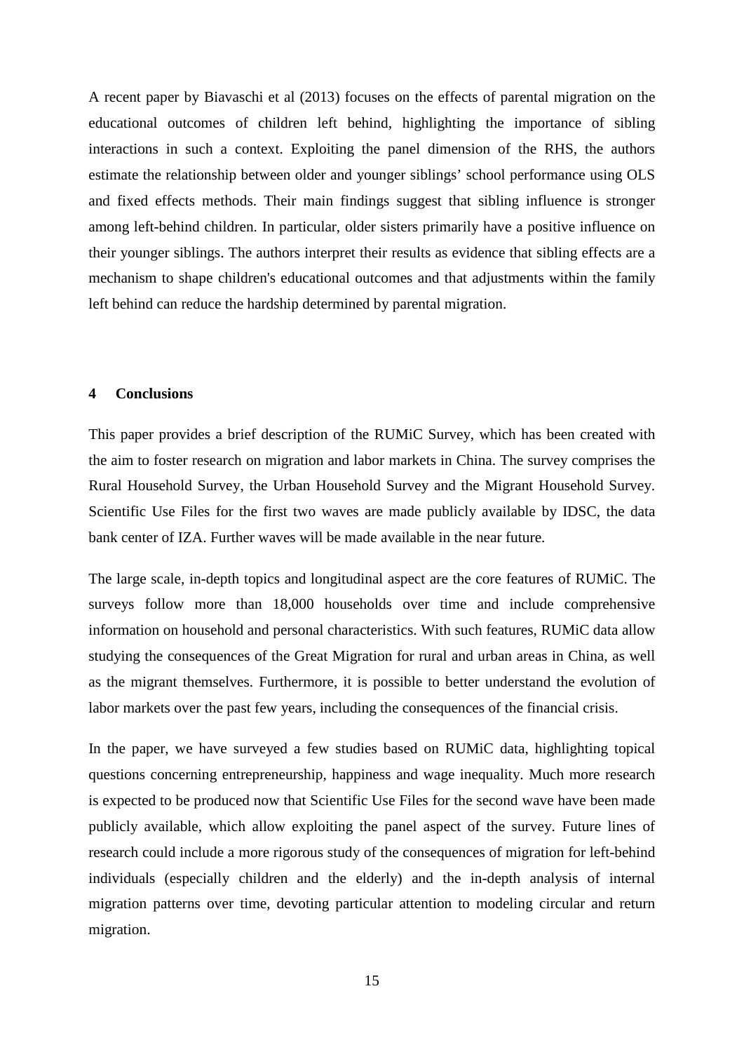A recent paper by Biavaschi et al (2013) focuses on the effects of parental migration on the educational outcomes of children left behind, highlighting the importance of sibling interactions in such a context. Exploiting the panel dimension of the RHS, the authors estimate the relationship between older and younger siblings' school performance using OLS and fixed effects methods. Their main findings suggest that sibling influence is stronger among left-behind children. In particular, older sisters primarily have a positive influence on their younger siblings. The authors interpret their results as evidence that sibling effects are a mechanism to shape children's educational outcomes and that adjustments within the family left behind can reduce the hardship determined by parental migration.

## 4 Conclusions

This paper provides a brief description of the RUMiC Survey, which has been created with the aim to foster research on migration and labor markets in China. The survey comprises the Rural Household Survey, the Urban Household Survey and the Migrant Household Survey. Scientific Use Files for the first two waves are made publicly available by IDSC, the data bank center of IZA. Further waves will be made available in the near future.

The large scale, in-depth topics and longitudinal aspect are the core features of RUMiC. The surveys follow more than 18,000 households over time and include comprehensive information on household and personal characteristics. With such features, RUMiC data allow studying the consequences of the Great Migration for rural and urban areas in China, as well as the migrant themselves. Furthermore, it is possible to better understand the evolution of labor markets over the past few years, including the consequences of the financial crisis.

In the paper, we have surveyed a few studies based on RUMiC data, highlighting topical questions concerning entrepreneurship, happiness and wage inequality. Much more research is expected to be produced now that Scientific Use Files for the second wave have been made publicly available, which allow exploiting the panel aspect of the survey. Future lines of research could include a more rigorous study of the consequences of migration for left-behind individuals (especially children and the elderly) and the in-depth analysis of internal migration patterns over time, devoting particular attention to modeling circular and return migration.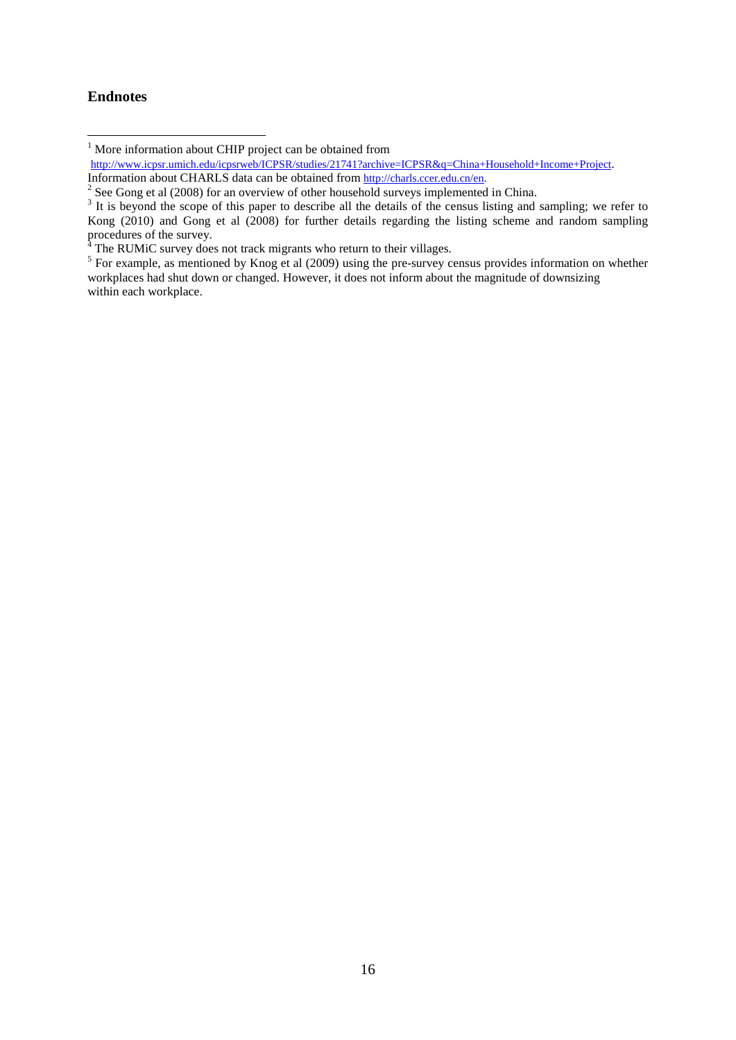## Endnotes

[1] More information about CHIP project can be obtained from http://www.icpsr.umich.edu/icpsrweb/ICPSR/studies/21741?archive=ICPSR&q=China+Household+Income+Project. Information about CHARLS data can be obtained from http://charls.ccer.edu.cn/en.

[2] See Gong et al (2008) for an overview of other household surveys implemented in China.

[3] It is beyond the scope of this paper to describe all the details of the census listing and sampling; we refer to Kong (2010) and Gong et al (2008) for further details regarding the listing scheme and random sampling procedures of the survey.

[4] The RUMiC survey does not track migrants who return to their villages.

[5] For example, as mentioned by Knog et al (2009) using the pre-survey census provides information on whether workplaces had shut down or changed. However, it does not inform about the magnitude of downsizing within each workplace.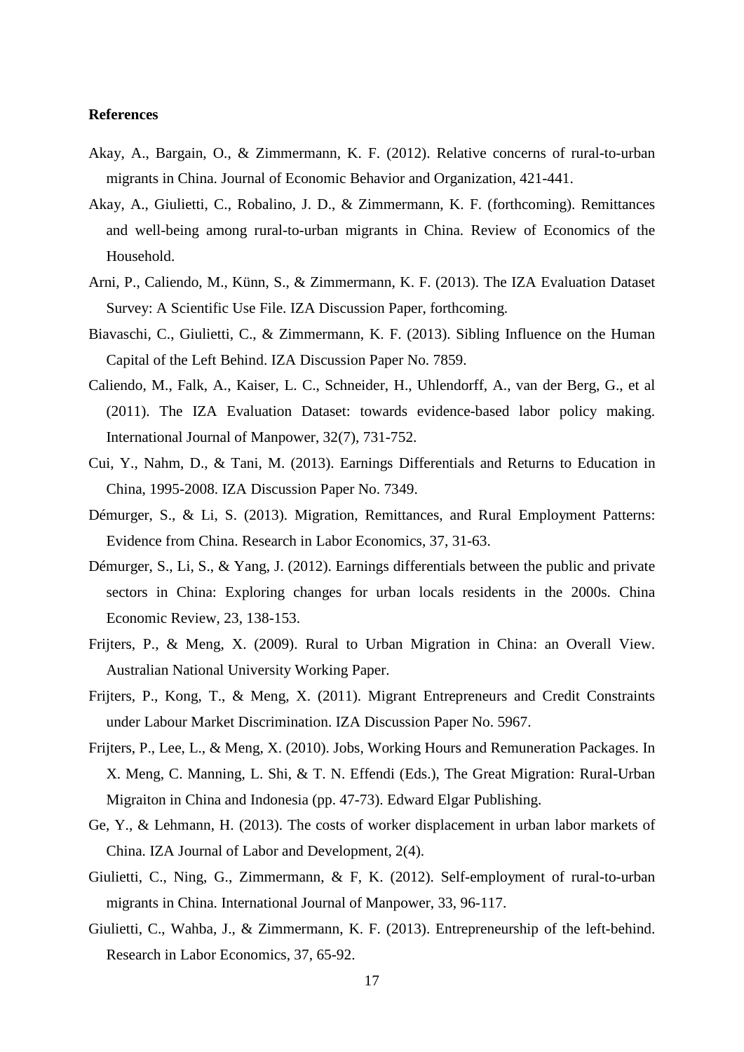**References**

Akay, A., Bargain, O., & Zimmermann, K. F. (2012). Relative concerns of rural-to-urban migrants in China. Journal of Economic Behavior and Organization, 421-441.

Akay, A., Giulietti, C., Robalino, J. D., & Zimmermann, K. F. (forthcoming). Remittances and well-being among rural-to-urban migrants in China. Review of Economics of the Household.

Arni, P., Caliendo, M., Künn, S., & Zimmermann, K. F. (2013). The IZA Evaluation Dataset Survey: A Scientific Use File. IZA Discussion Paper, forthcoming.

Biavaschi, C., Giulietti, C., & Zimmermann, K. F. (2013). Sibling Influence on the Human Capital of the Left Behind. IZA Discussion Paper No. 7859.

Caliendo, M., Falk, A., Kaiser, L. C., Schneider, H., Uhlendorff, A., van der Berg, G., et al (2011). The IZA Evaluation Dataset: towards evidence-based labor policy making. International Journal of Manpower, 32(7), 731-752.

Cui, Y., Nahm, D., & Tani, M. (2013). Earnings Differentials and Returns to Education in China, 1995-2008. IZA Discussion Paper No. 7349.

Démurger, S., & Li, S. (2013). Migration, Remittances, and Rural Employment Patterns: Evidence from China. Research in Labor Economics, 37, 31-63.

Démurger, S., Li, S., & Yang, J. (2012). Earnings differentials between the public and private sectors in China: Exploring changes for urban locals residents in the 2000s. China Economic Review, 23, 138-153.

Frijters, P., & Meng, X. (2009). Rural to Urban Migration in China: an Overall View. Australian National University Working Paper.

Frijters, P., Kong, T., & Meng, X. (2011). Migrant Entrepreneurs and Credit Constraints under Labour Market Discrimination. IZA Discussion Paper No. 5967.

Frijters, P., Lee, L., & Meng, X. (2010). Jobs, Working Hours and Remuneration Packages. In X. Meng, C. Manning, L. Shi, & T. N. Effendi (Eds.), The Great Migration: Rural-Urban Migraiton in China and Indonesia (pp. 47-73). Edward Elgar Publishing.

Ge, Y., & Lehmann, H. (2013). The costs of worker displacement in urban labor markets of China. IZA Journal of Labor and Development, 2(4).

Giulietti, C., Ning, G., Zimmermann, & F, K. (2012). Self-employment of rural-to-urban migrants in China. International Journal of Manpower, 33, 96-117.

Giulietti, C., Wahba, J., & Zimmermann, K. F. (2013). Entrepreneurship of the left-behind. Research in Labor Economics, 37, 65-92.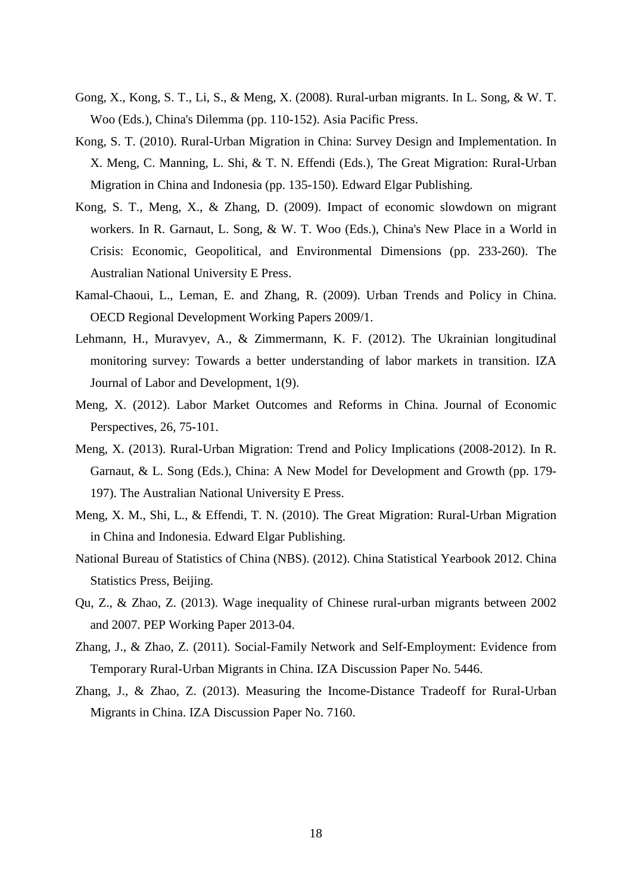Gong, X., Kong, S. T., Li, S., & Meng, X. (2008). Rural-urban migrants. In L. Song, & W. T. Woo (Eds.), China's Dilemma (pp. 110-152). Asia Pacific Press.

Kong, S. T. (2010). Rural-Urban Migration in China: Survey Design and Implementation. In X. Meng, C. Manning, L. Shi, & T. N. Effendi (Eds.), The Great Migration: Rural-Urban Migration in China and Indonesia (pp. 135-150). Edward Elgar Publishing.

Kong, S. T., Meng, X., & Zhang, D. (2009). Impact of economic slowdown on migrant workers. In R. Garnaut, L. Song, & W. T. Woo (Eds.), China's New Place in a World in Crisis: Economic, Geopolitical, and Environmental Dimensions (pp. 233-260). The Australian National University E Press.

Kamal-Chaoui, L., Leman, E. and Zhang, R. (2009). Urban Trends and Policy in China. OECD Regional Development Working Papers 2009/1.

Lehmann, H., Muravyev, A., & Zimmermann, K. F. (2012). The Ukrainian longitudinal monitoring survey: Towards a better understanding of labor markets in transition. IZA Journal of Labor and Development, 1(9).

Meng, X. (2012). Labor Market Outcomes and Reforms in China. Journal of Economic Perspectives, 26, 75-101.

Meng, X. (2013). Rural-Urban Migration: Trend and Policy Implications (2008-2012). In R. Garnaut, & L. Song (Eds.), China: A New Model for Development and Growth (pp. 179-197). The Australian National University E Press.

Meng, X. M., Shi, L., & Effendi, T. N. (2010). The Great Migration: Rural-Urban Migration in China and Indonesia. Edward Elgar Publishing.

National Bureau of Statistics of China (NBS). (2012). China Statistical Yearbook 2012. China Statistics Press, Beijing.

Qu, Z., & Zhao, Z. (2013). Wage inequality of Chinese rural-urban migrants between 2002 and 2007. PEP Working Paper 2013-04.

Zhang, J., & Zhao, Z. (2011). Social-Family Network and Self-Employment: Evidence from Temporary Rural-Urban Migrants in China. IZA Discussion Paper No. 5446.

Zhang, J., & Zhao, Z. (2013). Measuring the Income-Distance Tradeoff for Rural-Urban Migrants in China. IZA Discussion Paper No. 7160.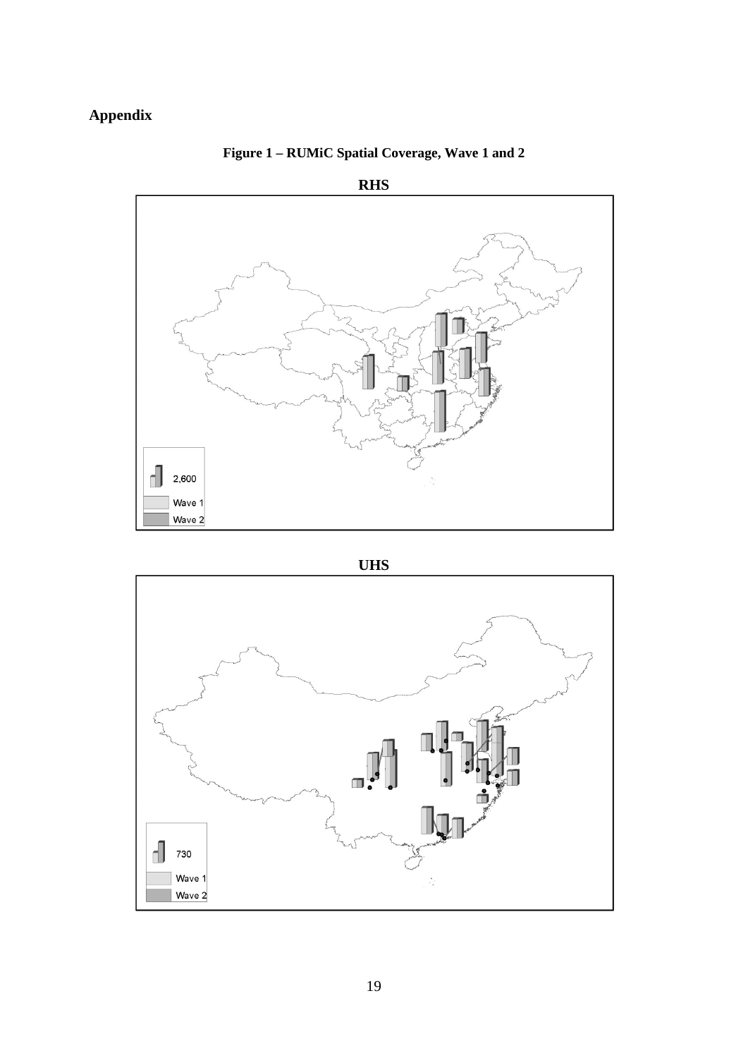# Appendix

**Figure 1 – RUMiC Spatial Coverage, Wave 1 and 2**

**RHS**

2,600

Wave 1

Wave 2

**UHS**

730

Wave 1

Wave 2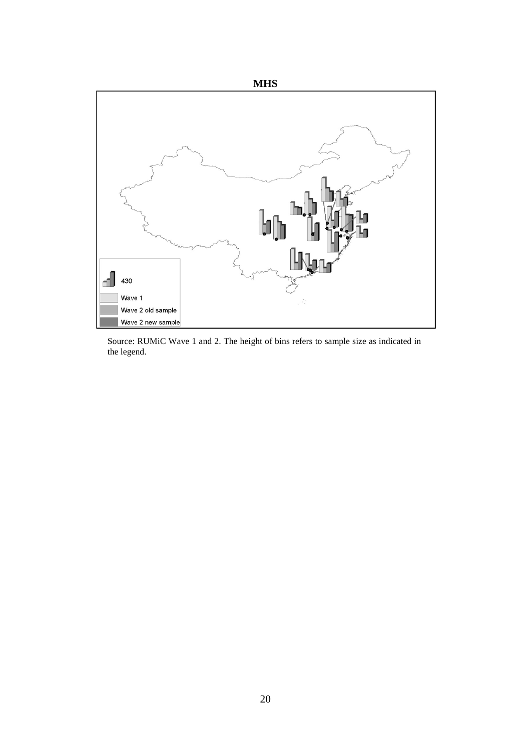**MHS**

430

Wave 1

Wave 2 old sample

Wave 2 new sample

Source: RUMiC Wave 1 and 2. The height of bins refers to sample size as indicated in the legend.